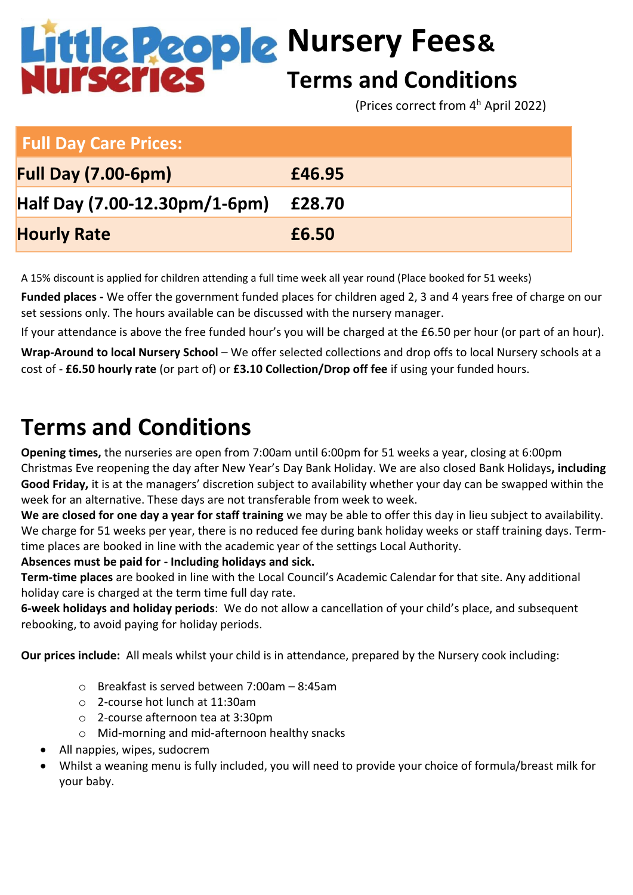# Little People Nurseries Nursery Fees&

## Terms and Conditions

(Prices correct from 4h April 2022)

| Full Day Care Prices: | |
|---|---|
| **Full Day (7.00-6pm)** | **£46.95** |
| **Half Day (7.00-12.30pm/1-6pm)** | **£28.70** |
| **Hourly Rate** | **£6.50** |

A 15% discount is applied for children attending a full time week all year round (Place booked for 51 weeks)

**Funded places -** We offer the government funded places for children aged 2, 3 and 4 years free of charge on our set sessions only. The hours available can be discussed with the nursery manager.

If your attendance is above the free funded hour's you will be charged at the £6.50 per hour (or part of an hour).

**Wrap-Around to local Nursery School** – We offer selected collections and drop offs to local Nursery schools at a cost of - **£6.50 hourly rate** (or part of) or **£3.10 Collection/Drop off fee** if using your funded hours.

# Terms and Conditions

**Opening times,** the nurseries are open from 7:00am until 6:00pm for 51 weeks a year, closing at 6:00pm Christmas Eve reopening the day after New Year's Day Bank Holiday. We are also closed Bank Holidays**, including Good Friday,** it is at the managers' discretion subject to availability whether your day can be swapped within the week for an alternative. These days are not transferable from week to week.

**We are closed for one day a year for staff training** we may be able to offer this day in lieu subject to availability. We charge for 51 weeks per year, there is no reduced fee during bank holiday weeks or staff training days. Term-time places are booked in line with the academic year of the settings Local Authority.

**Absences must be paid for - Including holidays and sick.**

**Term-time places** are booked in line with the Local Council's Academic Calendar for that site. Any additional holiday care is charged at the term time full day rate.

**6-week holidays and holiday periods**: We do not allow a cancellation of your child's place, and subsequent rebooking, to avoid paying for holiday periods.

**Our prices include:** All meals whilst your child is in attendance, prepared by the Nursery cook including:

- Breakfast is served between 7:00am – 8:45am
- 2-course hot lunch at 11:30am
- 2-course afternoon tea at 3:30pm
- Mid-morning and mid-afternoon healthy snacks

- All nappies, wipes, sudocrem
- Whilst a weaning menu is fully included, you will need to provide your choice of formula/breast milk for your baby.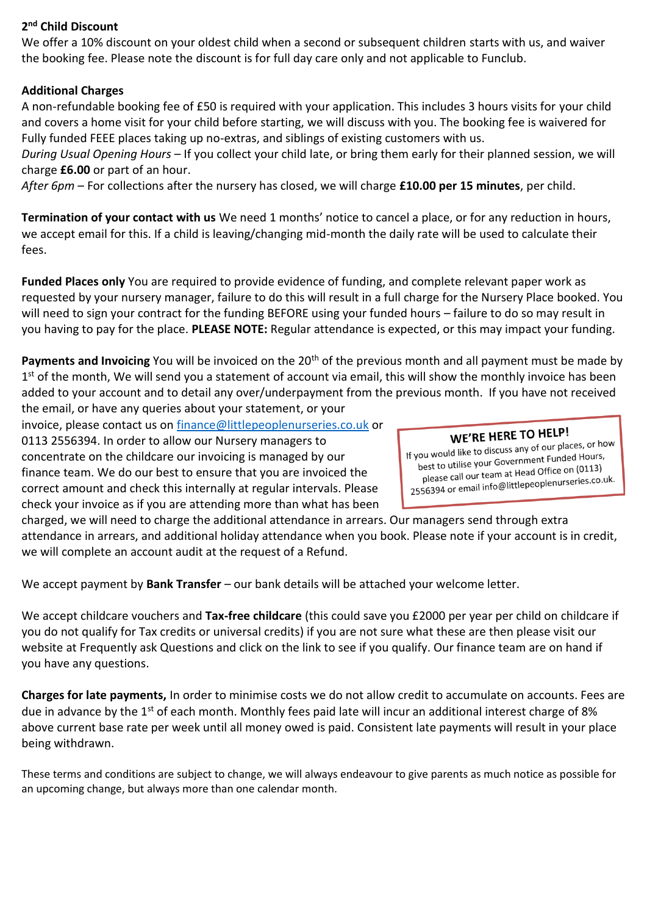**2nd Child Discount**

We offer a 10% discount on your oldest child when a second or subsequent children starts with us, and waiver the booking fee. Please note the discount is for full day care only and not applicable to Funclub.

**Additional Charges**

A non-refundable booking fee of £50 is required with your application. This includes 3 hours visits for your child and covers a home visit for your child before starting, we will discuss with you. The booking fee is waivered for Fully funded FEEE places taking up no-extras, and siblings of existing customers with us.

*During Usual Opening Hours* – If you collect your child late, or bring them early for their planned session, we will charge **£6.00** or part of an hour.

*After 6pm* – For collections after the nursery has closed, we will charge **£10.00 per 15 minutes**, per child.

**Termination of your contact with us** We need 1 months' notice to cancel a place, or for any reduction in hours, we accept email for this. If a child is leaving/changing mid-month the daily rate will be used to calculate their fees.

**Funded Places only** You are required to provide evidence of funding, and complete relevant paper work as requested by your nursery manager, failure to do this will result in a full charge for the Nursery Place booked. You will need to sign your contract for the funding BEFORE using your funded hours – failure to do so may result in you having to pay for the place. **PLEASE NOTE:** Regular attendance is expected, or this may impact your funding.

**Payments and Invoicing** You will be invoiced on the 20th of the previous month and all payment must be made by 1st of the month, We will send you a statement of account via email, this will show the monthly invoice has been added to your account and to detail any over/underpayment from the previous month. If you have not received the email, or have any queries about your statement, or your invoice, please contact us on finance@littlepeoplenurseries.co.uk or 0113 2556394. In order to allow our Nursery managers to concentrate on the childcare our invoicing is managed by our finance team. We do our best to ensure that you are invoiced the correct amount and check this internally at regular intervals. Please check your invoice as if you are attending more than what has been charged, we will need to charge the additional attendance in arrears. Our managers send through extra attendance in arrears, and additional holiday attendance when you book. Please note if your account is in credit, we will complete an account audit at the request of a Refund.

**WE'RE HERE TO HELP!**
If you would like to discuss any of our places, or how best to utilise your Government Funded Hours, please call our team at Head Office on (0113) 2556394 or email info@littlepeoplenurseries.co.uk.

We accept payment by **Bank Transfer** – our bank details will be attached your welcome letter.

We accept childcare vouchers and **Tax-free childcare** (this could save you £2000 per year per child on childcare if you do not qualify for Tax credits or universal credits) if you are not sure what these are then please visit our website at Frequently ask Questions and click on the link to see if you qualify. Our finance team are on hand if you have any questions.

**Charges for late payments,** In order to minimise costs we do not allow credit to accumulate on accounts. Fees are due in advance by the 1st of each month. Monthly fees paid late will incur an additional interest charge of 8% above current base rate per week until all money owed is paid. Consistent late payments will result in your place being withdrawn.

These terms and conditions are subject to change, we will always endeavour to give parents as much notice as possible for an upcoming change, but always more than one calendar month.